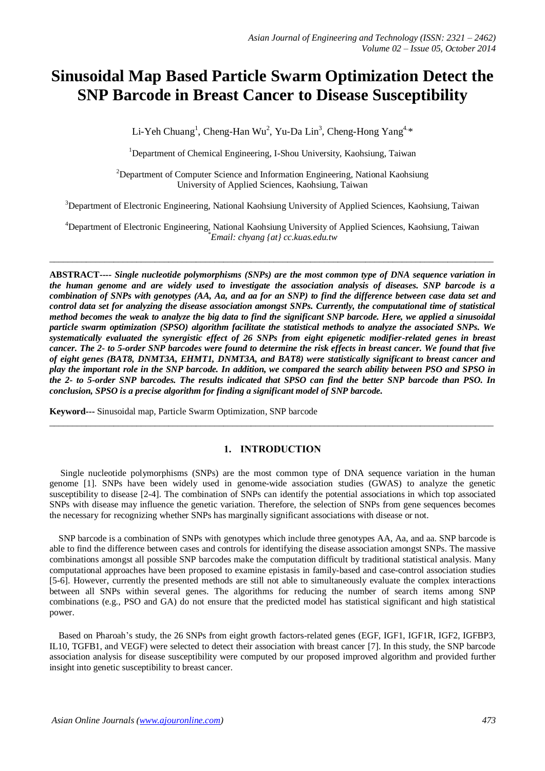# Sinusoidal Map Based Particle Swarm Optimization Detect the SNP Barcode in Breast Cancer to Disease Susceptibility

Li-Yeh Chuang[1], Cheng-Han Wu[2], Yu-Da Lin[3], Cheng-Hong Yang[4,*]

[1]Department of Chemical Engineering, I-Shou University, Kaohsiung, Taiwan

[2]Department of Computer Science and Information Engineering, National Kaohsiung University of Applied Sciences, Kaohsiung, Taiwan

[3]Department of Electronic Engineering, National Kaohsiung University of Applied Sciences, Kaohsiung, Taiwan

[4]Department of Electronic Engineering, National Kaohsiung University of Applied Sciences, Kaohsiung, Taiwan
[*]*Email: chyang {at} cc.kuas.edu.tw*

---

**ABSTRACT---- *Single nucleotide polymorphisms (SNPs) are the most common type of DNA sequence variation in the human genome and are widely used to investigate the association analysis of diseases. SNP barcode is a combination of SNPs with genotypes (AA, Aa, and aa for an SNP) to find the difference between case data set and control data set for analyzing the disease association amongst SNPs. Currently, the computational time of statistical method becomes the weak to analyze the big data to find the significant SNP barcode. Here, we applied a sinusoidal particle swarm optimization (SPSO) algorithm facilitate the statistical methods to analyze the associated SNPs. We systematically evaluated the synergistic effect of 26 SNPs from eight epigenetic modifier-related genes in breast cancer. The 2- to 5-order SNP barcodes were found to determine the risk effects in breast cancer. We found that five of eight genes (BAT8, DNMT3A, EHMT1, DNMT3A, and BAT8) were statistically significant to breast cancer and play the important role in the SNP barcode. In addition, we compared the search ability between PSO and SPSO in the 2- to 5-order SNP barcodes. The results indicated that SPSO can find the better SNP barcode than PSO. In conclusion, SPSO is a precise algorithm for finding a significant model of SNP barcode.***

**Keyword---** Sinusoidal map, Particle Swarm Optimization, SNP barcode

---

## 1. INTRODUCTION

Single nucleotide polymorphisms (SNPs) are the most common type of DNA sequence variation in the human genome [1]. SNPs have been widely used in genome-wide association studies (GWAS) to analyze the genetic susceptibility to disease [2-4]. The combination of SNPs can identify the potential associations in which top associated SNPs with disease may influence the genetic variation. Therefore, the selection of SNPs from gene sequences becomes the necessary for recognizing whether SNPs has marginally significant associations with disease or not.

SNP barcode is a combination of SNPs with genotypes which include three genotypes AA, Aa, and aa. SNP barcode is able to find the difference between cases and controls for identifying the disease association amongst SNPs. The massive combinations amongst all possible SNP barcodes make the computation difficult by traditional statistical analysis. Many computational approaches have been proposed to examine epistasis in family-based and case-control association studies [5-6]. However, currently the presented methods are still not able to simultaneously evaluate the complex interactions between all SNPs within several genes. The algorithms for reducing the number of search items among SNP combinations (e.g., PSO and GA) do not ensure that the predicted model has statistical significant and high statistical power.

Based on Pharoah's study, the 26 SNPs from eight growth factors-related genes (EGF, IGF1, IGF1R, IGF2, IGFBP3, IL10, TGFB1, and VEGF) were selected to detect their association with breast cancer [7]. In this study, the SNP barcode association analysis for disease susceptibility were computed by our proposed improved algorithm and provided further insight into genetic susceptibility to breast cancer.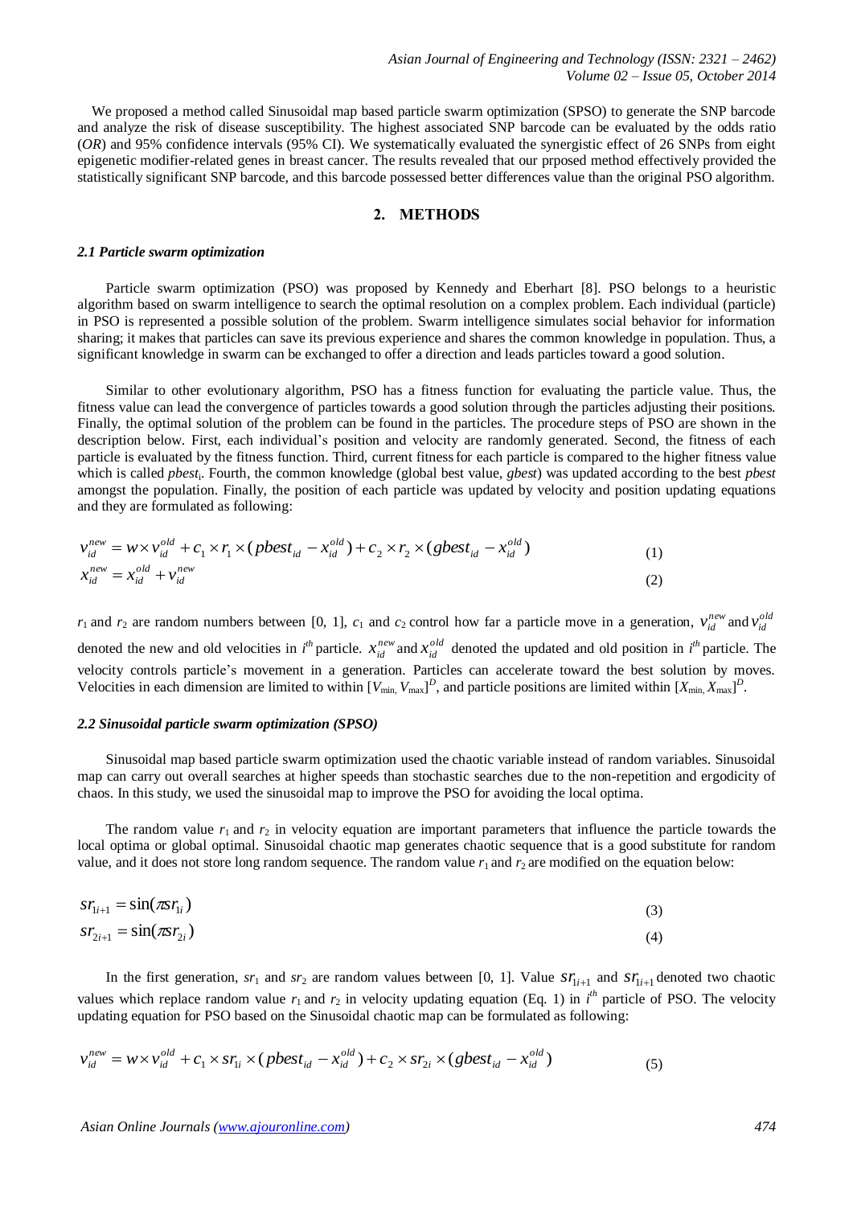We proposed a method called Sinusoidal map based particle swarm optimization (SPSO) to generate the SNP barcode and analyze the risk of disease susceptibility. The highest associated SNP barcode can be evaluated by the odds ratio (*OR*) and 95% confidence intervals (95% CI). We systematically evaluated the synergistic effect of 26 SNPs from eight epigenetic modifier-related genes in breast cancer. The results revealed that our prposed method effectively provided the statistically significant SNP barcode, and this barcode possessed better differences value than the original PSO algorithm.

## 2. METHODS

### *2.1 Particle swarm optimization*

Particle swarm optimization (PSO) was proposed by Kennedy and Eberhart [8]. PSO belongs to a heuristic algorithm based on swarm intelligence to search the optimal resolution on a complex problem. Each individual (particle) in PSO is represented a possible solution of the problem. Swarm intelligence simulates social behavior for information sharing; it makes that particles can save its previous experience and shares the common knowledge in population. Thus, a significant knowledge in swarm can be exchanged to offer a direction and leads particles toward a good solution.

Similar to other evolutionary algorithm, PSO has a fitness function for evaluating the particle value. Thus, the fitness value can lead the convergence of particles towards a good solution through the particles adjusting their positions. Finally, the optimal solution of the problem can be found in the particles. The procedure steps of PSO are shown in the description below. First, each individual's position and velocity are randomly generated. Second, the fitness of each particle is evaluated by the fitness function. Third, current fitness for each particle is compared to the higher fitness value which is called *pbest*$_i$. Fourth, the common knowledge (global best value, *gbest*) was updated according to the best *pbest* amongst the population. Finally, the position of each particle was updated by velocity and position updating equations and they are formulated as following:

$$v_{id}^{new} = w \times v_{id}^{old} + c_1 \times r_1 \times (pbest_{id} - x_{id}^{old}) + c_2 \times r_2 \times (gbest_{id} - x_{id}^{old}) \tag{1}$$

$$x_{id}^{new} = x_{id}^{old} + v_{id}^{new} \tag{2}$$

$r_1$ and $r_2$ are random numbers between [0, 1], $c_1$ and $c_2$ control how far a particle move in a generation, $v_{id}^{new}$ and $v_{id}^{old}$ denoted the new and old velocities in $i^{th}$ particle. $x_{id}^{new}$ and $x_{id}^{old}$ denoted the updated and old position in $i^{th}$ particle. The velocity controls particle's movement in a generation. Particles can accelerate toward the best solution by moves. Velocities in each dimension are limited to within $[V_{\min}, V_{\max}]^D$, and particle positions are limited within $[X_{\min}, X_{\max}]^D$.

### *2.2 Sinusoidal particle swarm optimization (SPSO)*

Sinusoidal map based particle swarm optimization used the chaotic variable instead of random variables. Sinusoidal map can carry out overall searches at higher speeds than stochastic searches due to the non-repetition and ergodicity of chaos. In this study, we used the sinusoidal map to improve the PSO for avoiding the local optima.

The random value $r_1$ and $r_2$ in velocity equation are important parameters that influence the particle towards the local optima or global optimal. Sinusoidal chaotic map generates chaotic sequence that is a good substitute for random value, and it does not store long random sequence. The random value $r_1$ and $r_2$ are modified on the equation below:

$$sr_{1i+1} = \sin(\pi sr_{1i}) \tag{3}$$

$$sr_{2i+1} = \sin(\pi sr_{2i}) \tag{4}$$

In the first generation, $sr_1$ and $sr_2$ are random values between [0, 1]. Value $sr_{1i+1}$ and $sr_{1i+1}$ denoted two chaotic values which replace random value $r_1$ and $r_2$ in velocity updating equation (Eq. 1) in $i^{th}$ particle of PSO. The velocity updating equation for PSO based on the Sinusoidal chaotic map can be formulated as following:

$$v_{id}^{new} = w \times v_{id}^{old} + c_1 \times sr_{1i} \times (pbest_{id} - x_{id}^{old}) + c_2 \times sr_{2i} \times (gbest_{id} - x_{id}^{old}) \tag{5}$$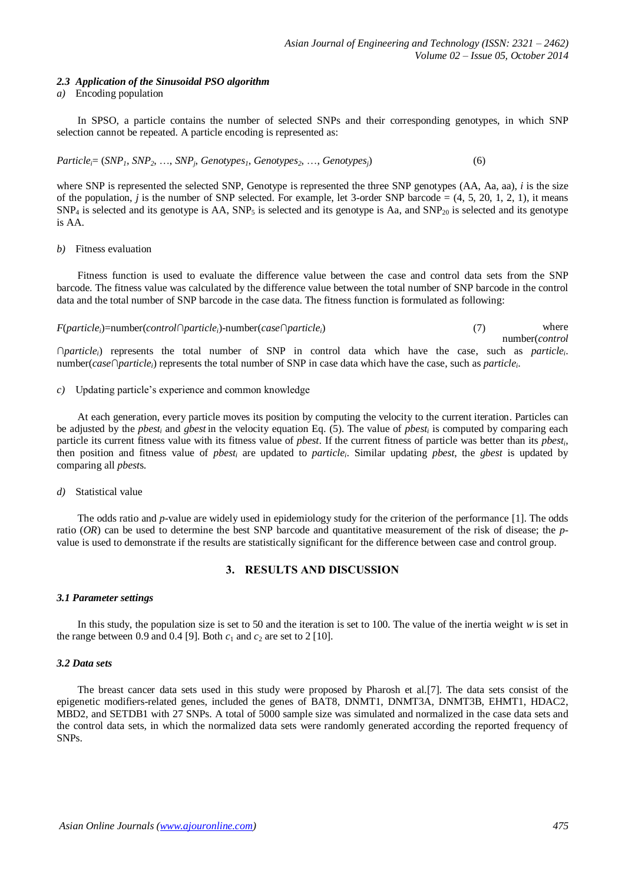### 2.3 *Application of the Sinusoidal PSO algorithm*

*a)* Encoding population

In SPSO, a particle contains the number of selected SNPs and their corresponding genotypes, in which SNP selection cannot be repeated. A particle encoding is represented as:

$$Particle_i = (SNP_1, SNP_2, \ldots, SNP_j, Genotypes_1, Genotypes_2, \ldots, Genotypes_j) \quad (6)$$

where SNP is represented the selected SNP, Genotype is represented the three SNP genotypes (AA, Aa, aa), $i$ is the size of the population, $j$ is the number of SNP selected. For example, let 3-order SNP barcode = (4, 5, 20, 1, 2, 1), it means $SNP_4$ is selected and its genotype is AA, $SNP_5$ is selected and its genotype is Aa, and $SNP_{20}$ is selected and its genotype is AA.

*b)* Fitness evaluation

Fitness function is used to evaluate the difference value between the case and control data sets from the SNP barcode. The fitness value was calculated by the difference value between the total number of SNP barcode in the control data and the total number of SNP barcode in the case data. The fitness function is formulated as following:

$$F(particle_i) = \text{number}(control \cap particle_i) - \text{number}(case \cap particle_i) \quad (7)$$

where number($control \cap particle_i$) represents the total number of SNP in control data which have the case, such as $particle_i$. number($case \cap particle_i$) represents the total number of SNP in case data which have the case, such as $particle_i$.

*c)* Updating particle's experience and common knowledge

At each generation, every particle moves its position by computing the velocity to the current iteration. Particles can be adjusted by the $pbest_i$ and $gbest$ in the velocity equation Eq. (5). The value of $pbest_i$ is computed by comparing each particle its current fitness value with its fitness value of $pbest$. If the current fitness of particle was better than its $pbest_i$, then position and fitness value of $pbest_i$ are updated to $particle_i$. Similar updating $pbest$, the $gbest$ is updated by comparing all $pbest$s.

*d)* Statistical value

The odds ratio and $p$-value are widely used in epidemiology study for the criterion of the performance [1]. The odds ratio ($OR$) can be used to determine the best SNP barcode and quantitative measurement of the risk of disease; the $p$-value is used to demonstrate if the results are statistically significant for the difference between case and control group.

## 3. RESULTS AND DISCUSSION

### 3.1 *Parameter settings*

In this study, the population size is set to 50 and the iteration is set to 100. The value of the inertia weight $w$ is set in the range between 0.9 and 0.4 [9]. Both $c_1$ and $c_2$ are set to 2 [10].

### 3.2 *Data sets*

The breast cancer data sets used in this study were proposed by Pharosh et al.[7]. The data sets consist of the epigenetic modifiers-related genes, included the genes of BAT8, DNMT1, DNMT3A, DNMT3B, EHMT1, HDAC2, MBD2, and SETDB1 with 27 SNPs. A total of 5000 sample size was simulated and normalized in the case data sets and the control data sets, in which the normalized data sets were randomly generated according the reported frequency of SNPs.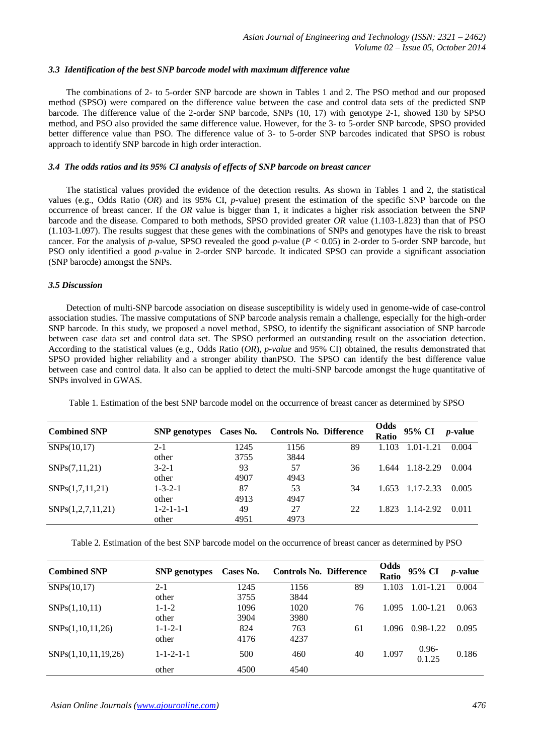### *3.3 Identification of the best SNP barcode model with maximum difference value*

The combinations of 2- to 5-order SNP barcode are shown in Tables 1 and 2. The PSO method and our proposed method (SPSO) were compared on the difference value between the case and control data sets of the predicted SNP barcode. The difference value of the 2-order SNP barcode, SNPs (10, 17) with genotype 2-1, showed 130 by SPSO method, and PSO also provided the same difference value. However, for the 3- to 5-order SNP barcode, SPSO provided better difference value than PSO. The difference value of 3- to 5-order SNP barcodes indicated that SPSO is robust approach to identify SNP barcode in high order interaction.

### *3.4 The odds ratios and its 95% CI analysis of effects of SNP barcode on breast cancer*

The statistical values provided the evidence of the detection results. As shown in Tables 1 and 2, the statistical values (e.g., Odds Ratio (*OR*) and its 95% CI, *p*-value) present the estimation of the specific SNP barcode on the occurrence of breast cancer. If the *OR* value is bigger than 1, it indicates a higher risk association between the SNP barcode and the disease. Compared to both methods, SPSO provided greater *OR* value (1.103-1.823) than that of PSO (1.103-1.097). The results suggest that these genes with the combinations of SNPs and genotypes have the risk to breast cancer. For the analysis of *p*-value, SPSO revealed the good *p*-value ($P < 0.05$) in 2-order to 5-order SNP barcode, but PSO only identified a good *p*-value in 2-order SNP barcode. It indicated SPSO can provide a significant association (SNP barocde) amongst the SNPs.

### *3.5 Discussion*

Detection of multi-SNP barcode association on disease susceptibility is widely used in genome-wide of case-control association studies. The massive computations of SNP barcode analysis remain a challenge, especially for the high-order SNP barcode. In this study, we proposed a novel method, SPSO, to identify the significant association of SNP barcode between case data set and control data set. The SPSO performed an outstanding result on the association detection. According to the statistical values (e.g., Odds Ratio (*OR*), *p-value* and 95% CI) obtained, the results demonstrated that SPSO provided higher reliability and a stronger ability thanPSO. The SPSO can identify the best difference value between case and control data. It also can be applied to detect the multi-SNP barcode amongst the huge quantitative of SNPs involved in GWAS.

Table 1. Estimation of the best SNP barcode model on the occurrence of breast cancer as determined by SPSO

| Combined SNP | SNP genotypes | Cases No. | Controls No. | Difference | Odds Ratio | 95% CI | *p*-value |
|---|---|---|---|---|---|---|---|
| SNPs(10,17) | 2-1 | 1245 | 1156 | 89 | 1.103 | 1.01-1.21 | 0.004 |
| | other | 3755 | 3844 | | | | |
| SNPs(7,11,21) | 3-2-1 | 93 | 57 | 36 | 1.644 | 1.18-2.29 | 0.004 |
| | other | 4907 | 4943 | | | | |
| SNPs(1,7,11,21) | 1-3-2-1 | 87 | 53 | 34 | 1.653 | 1.17-2.33 | 0.005 |
| | other | 4913 | 4947 | | | | |
| SNPs(1,2,7,11,21) | 1-2-1-1-1 | 49 | 27 | 22 | 1.823 | 1.14-2.92 | 0.011 |
| | other | 4951 | 4973 | | | | |

Table 2. Estimation of the best SNP barcode model on the occurrence of breast cancer as determined by PSO

| Combined SNP | SNP genotypes | Cases No. | Controls No. | Difference | Odds Ratio | 95% CI | *p*-value |
|---|---|---|---|---|---|---|---|
| SNPs(10,17) | 2-1 | 1245 | 1156 | 89 | 1.103 | 1.01-1.21 | 0.004 |
| | other | 3755 | 3844 | | | | |
| SNPs(1,10,11) | 1-1-2 | 1096 | 1020 | 76 | 1.095 | 1.00-1.21 | 0.063 |
| | other | 3904 | 3980 | | | | |
| SNPs(1,10,11,26) | 1-1-2-1 | 824 | 763 | 61 | 1.096 | 0.98-1.22 | 0.095 |
| | other | 4176 | 4237 | | | | |
| SNPs(1,10,11,19,26) | 1-1-2-1-1 | 500 | 460 | 40 | 1.097 | 0.96-0.1.25 | 0.186 |
| | other | 4500 | 4540 | | | | |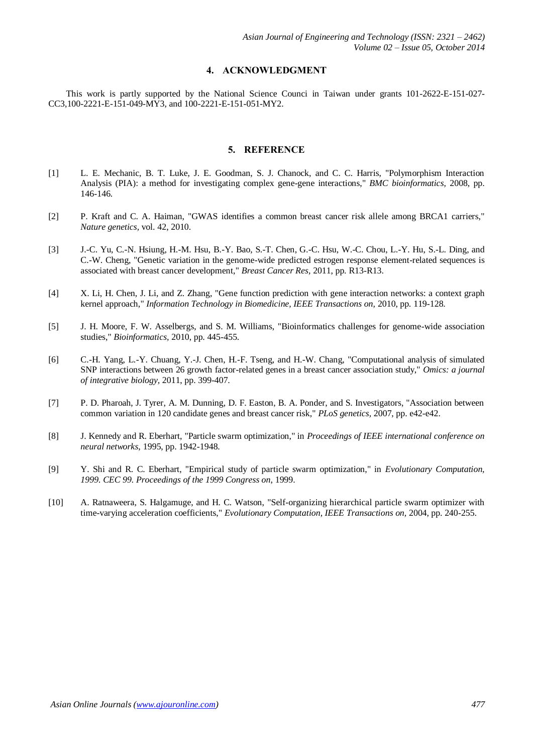## 4. ACKNOWLEDGMENT

This work is partly supported by the National Science Counci in Taiwan under grants 101-2622-E-151-027-CC3,100-2221-E-151-049-MY3, and 100-2221-E-151-051-MY2.

## 5. REFERENCE

[1] L. E. Mechanic, B. T. Luke, J. E. Goodman, S. J. Chanock, and C. C. Harris, "Polymorphism Interaction Analysis (PIA): a method for investigating complex gene-gene interactions," *BMC bioinformatics,* 2008, pp. 146-146.

[2] P. Kraft and C. A. Haiman, "GWAS identifies a common breast cancer risk allele among BRCA1 carriers," *Nature genetics,* vol. 42, 2010.

[3] J.-C. Yu, C.-N. Hsiung, H.-M. Hsu, B.-Y. Bao, S.-T. Chen, G.-C. Hsu, W.-C. Chou, L.-Y. Hu, S.-L. Ding, and C.-W. Cheng, "Genetic variation in the genome-wide predicted estrogen response element-related sequences is associated with breast cancer development," *Breast Cancer Res,* 2011, pp. R13-R13.

[4] X. Li, H. Chen, J. Li, and Z. Zhang, "Gene function prediction with gene interaction networks: a context graph kernel approach," *Information Technology in Biomedicine, IEEE Transactions on,* 2010, pp. 119-128.

[5] J. H. Moore, F. W. Asselbergs, and S. M. Williams, "Bioinformatics challenges for genome-wide association studies," *Bioinformatics,* 2010, pp. 445-455.

[6] C.-H. Yang, L.-Y. Chuang, Y.-J. Chen, H.-F. Tseng, and H.-W. Chang, "Computational analysis of simulated SNP interactions between 26 growth factor-related genes in a breast cancer association study," *Omics: a journal of integrative biology,* 2011, pp. 399-407.

[7] P. D. Pharoah, J. Tyrer, A. M. Dunning, D. F. Easton, B. A. Ponder, and S. Investigators, "Association between common variation in 120 candidate genes and breast cancer risk," *PLoS genetics,* 2007, pp. e42-e42.

[8] J. Kennedy and R. Eberhart, "Particle swarm optimization," in *Proceedings of IEEE international conference on neural networks*, 1995, pp. 1942-1948.

[9] Y. Shi and R. C. Eberhart, "Empirical study of particle swarm optimization," in *Evolutionary Computation, 1999. CEC 99. Proceedings of the 1999 Congress on,* 1999.

[10] A. Ratnaweera, S. Halgamuge, and H. C. Watson, "Self-organizing hierarchical particle swarm optimizer with time-varying acceleration coefficients," *Evolutionary Computation, IEEE Transactions on,* 2004, pp. 240-255.